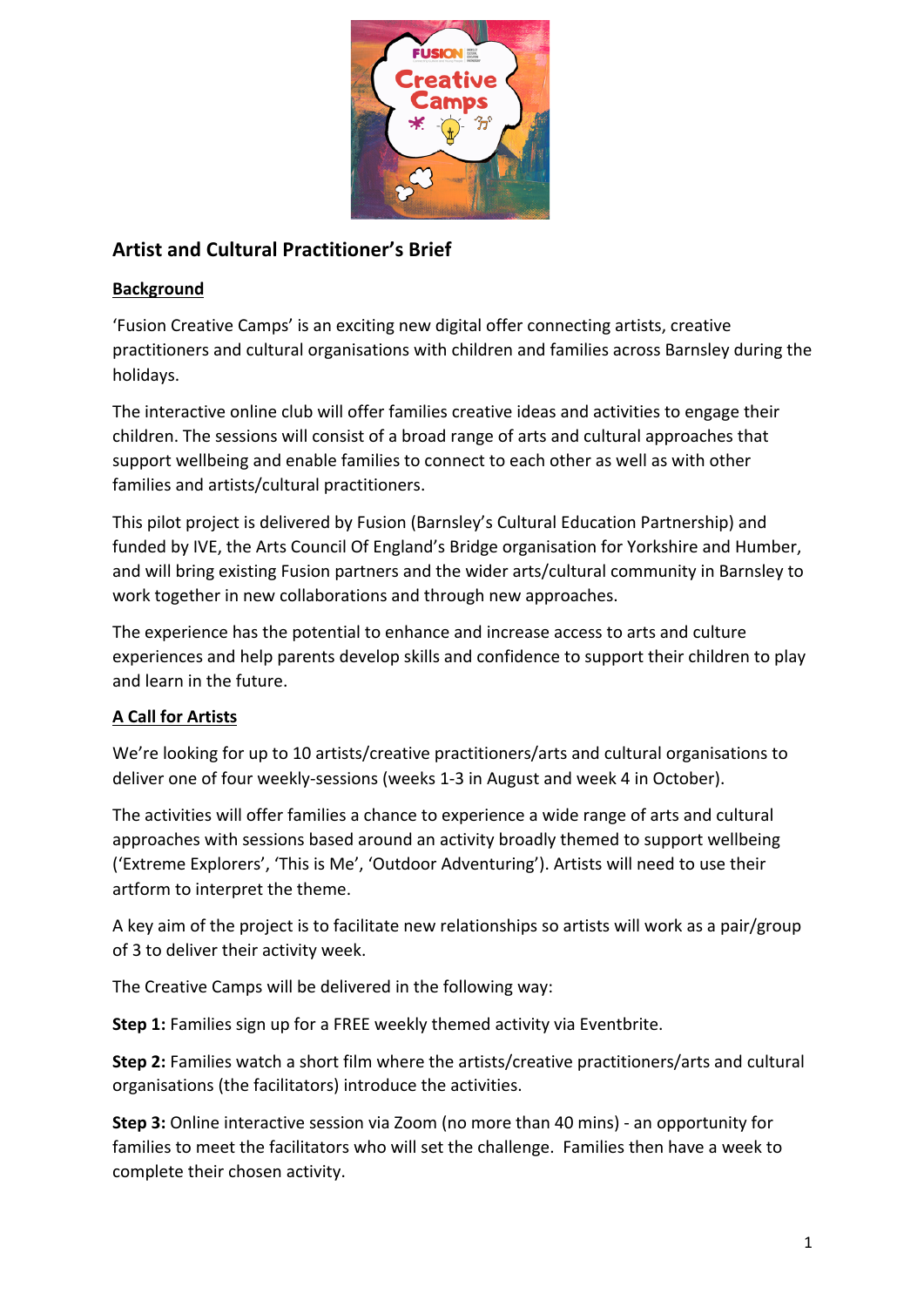## Artist and Cultural Practitioner's Brief

**Background**

'Fusion Creative Camps' is an exciting new digital offer connecting artists, creative practitioners and cultural organisations with children and families across Barnsley during the holidays.

The interactive online club will offer families creative ideas and activities to engage their children. The sessions will consist of a broad range of arts and cultural approaches that support wellbeing and enable families to connect to each other as well as with other families and artists/cultural practitioners.

This pilot project is delivered by Fusion (Barnsley's Cultural Education Partnership) and funded by IVE, the Arts Council Of England's Bridge organisation for Yorkshire and Humber, and will bring existing Fusion partners and the wider arts/cultural community in Barnsley to work together in new collaborations and through new approaches.

The experience has the potential to enhance and increase access to arts and culture experiences and help parents develop skills and confidence to support their children to play and learn in the future.

**A Call for Artists**

We're looking for up to 10 artists/creative practitioners/arts and cultural organisations to deliver one of four weekly-sessions (weeks 1-3 in August and week 4 in October).

The activities will offer families a chance to experience a wide range of arts and cultural approaches with sessions based around an activity broadly themed to support wellbeing ('Extreme Explorers', 'This is Me', 'Outdoor Adventuring'). Artists will need to use their artform to interpret the theme.

A key aim of the project is to facilitate new relationships so artists will work as a pair/group of 3 to deliver their activity week.

The Creative Camps will be delivered in the following way:

**Step 1:** Families sign up for a FREE weekly themed activity via Eventbrite.

**Step 2:** Families watch a short film where the artists/creative practitioners/arts and cultural organisations (the facilitators) introduce the activities.

**Step 3:** Online interactive session via Zoom (no more than 40 mins) - an opportunity for families to meet the facilitators who will set the challenge. Families then have a week to complete their chosen activity.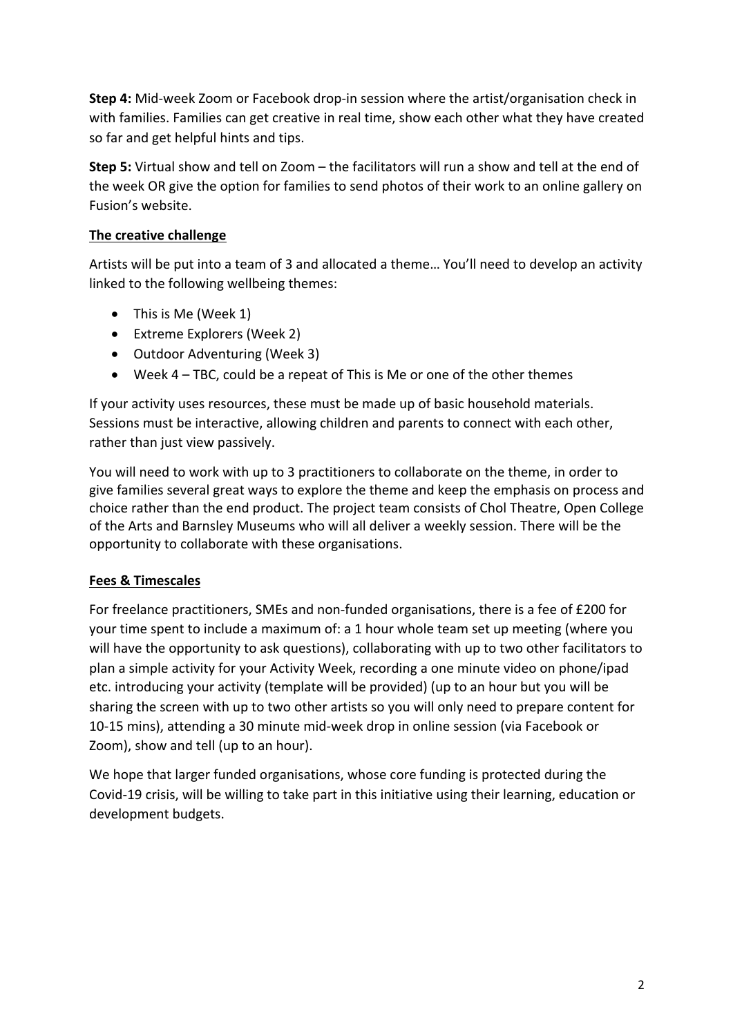**Step 4:** Mid-week Zoom or Facebook drop-in session where the artist/organisation check in with families. Families can get creative in real time, show each other what they have created so far and get helpful hints and tips.

**Step 5:** Virtual show and tell on Zoom – the facilitators will run a show and tell at the end of the week OR give the option for families to send photos of their work to an online gallery on Fusion's website.

## The creative challenge

Artists will be put into a team of 3 and allocated a theme… You'll need to develop an activity linked to the following wellbeing themes:

- This is Me (Week 1)
- Extreme Explorers (Week 2)
- Outdoor Adventuring (Week 3)
- Week 4 – TBC, could be a repeat of This is Me or one of the other themes

If your activity uses resources, these must be made up of basic household materials. Sessions must be interactive, allowing children and parents to connect with each other, rather than just view passively.

You will need to work with up to 3 practitioners to collaborate on the theme, in order to give families several great ways to explore the theme and keep the emphasis on process and choice rather than the end product. The project team consists of Chol Theatre, Open College of the Arts and Barnsley Museums who will all deliver a weekly session. There will be the opportunity to collaborate with these organisations.

## Fees & Timescales

For freelance practitioners, SMEs and non-funded organisations, there is a fee of £200 for your time spent to include a maximum of: a 1 hour whole team set up meeting (where you will have the opportunity to ask questions), collaborating with up to two other facilitators to plan a simple activity for your Activity Week, recording a one minute video on phone/ipad etc. introducing your activity (template will be provided) (up to an hour but you will be sharing the screen with up to two other artists so you will only need to prepare content for 10-15 mins), attending a 30 minute mid-week drop in online session (via Facebook or Zoom), show and tell (up to an hour).

We hope that larger funded organisations, whose core funding is protected during the Covid-19 crisis, will be willing to take part in this initiative using their learning, education or development budgets.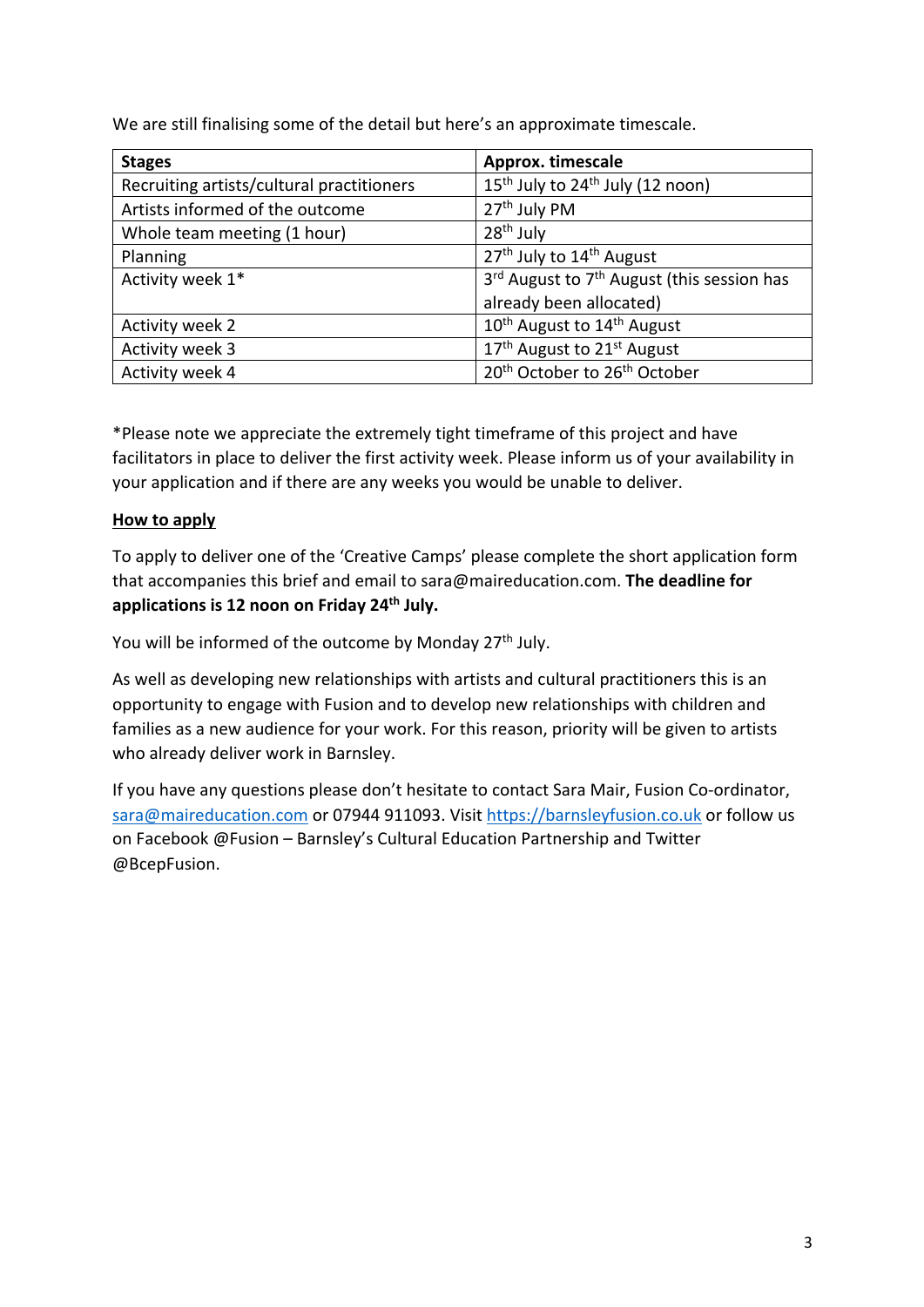We are still finalising some of the detail but here's an approximate timescale.

| Stages | Approx. timescale |
| --- | --- |
| Recruiting artists/cultural practitioners | 15th July to 24th July (12 noon) |
| Artists informed of the outcome | 27th July PM |
| Whole team meeting (1 hour) | 28th July |
| Planning | 27th July to 14th August |
| Activity week 1* | 3rd August to 7th August (this session has already been allocated) |
| Activity week 2 | 10th August to 14th August |
| Activity week 3 | 17th August to 21st August |
| Activity week 4 | 20th October to 26th October |

*Please note we appreciate the extremely tight timeframe of this project and have facilitators in place to deliver the first activity week. Please inform us of your availability in your application and if there are any weeks you would be unable to deliver.

**How to apply**

To apply to deliver one of the 'Creative Camps' please complete the short application form that accompanies this brief and email to sara@maireducation.com. **The deadline for applications is 12 noon on Friday 24th July.**

You will be informed of the outcome by Monday 27th July.

As well as developing new relationships with artists and cultural practitioners this is an opportunity to engage with Fusion and to develop new relationships with children and families as a new audience for your work. For this reason, priority will be given to artists who already deliver work in Barnsley.

If you have any questions please don't hesitate to contact Sara Mair, Fusion Co-ordinator, sara@maireducation.com or 07944 911093. Visit https://barnsleyfusion.co.uk or follow us on Facebook @Fusion – Barnsley's Cultural Education Partnership and Twitter @BcepFusion.